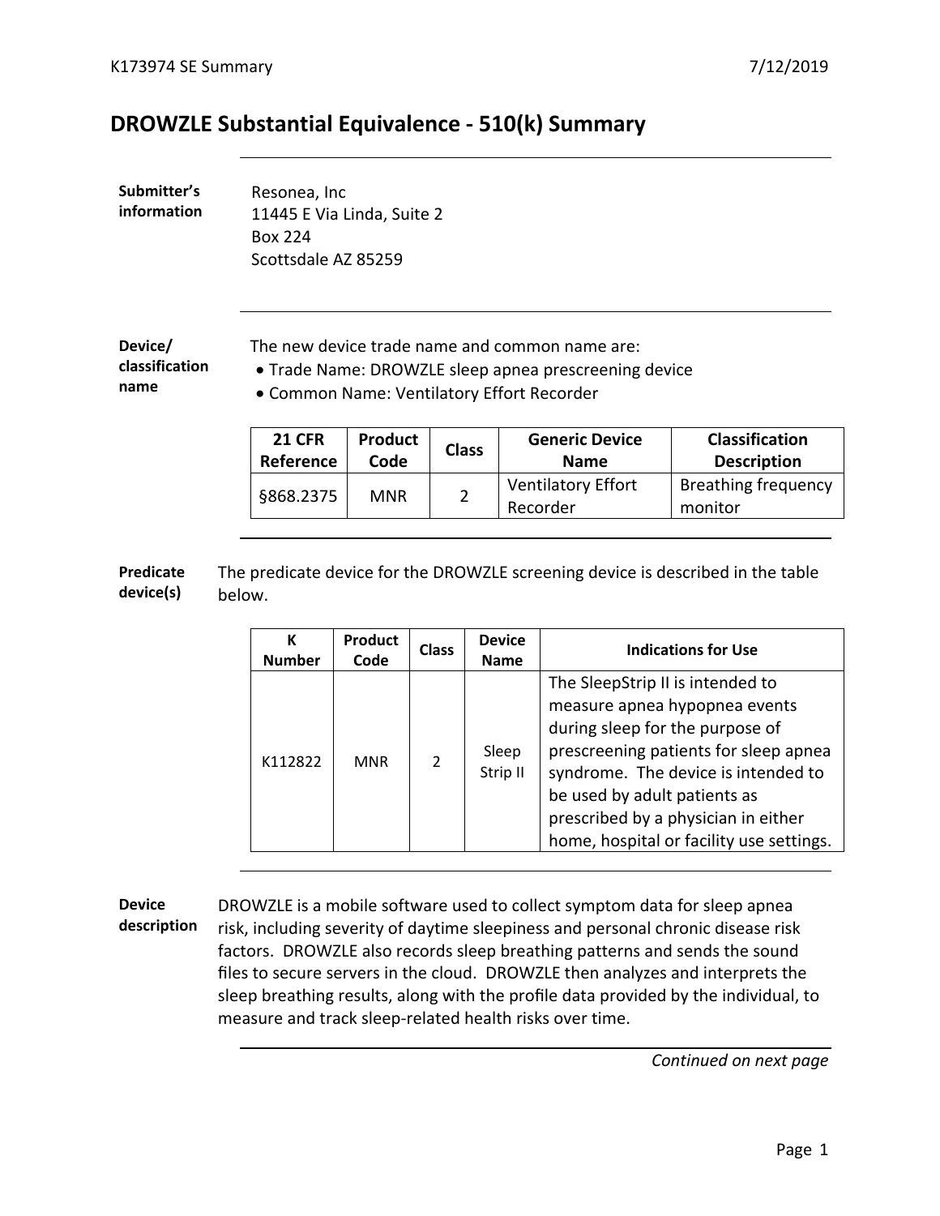# DROWZLE Substantial Equivalence - 510(k) Summary

**Submitter's information**

Resonea, Inc
11445 E Via Linda, Suite 2
Box 224
Scottsdale AZ 85259

**Device/ classification name**

The new device trade name and common name are:

- Trade Name: DROWZLE sleep apnea prescreening device
- Common Name: Ventilatory Effort Recorder

| 21 CFR Reference | Product Code | Class | Generic Device Name | Classification Description |
|---|---|---|---|---|
| §868.2375 | MNR | 2 | Ventilatory Effort Recorder | Breathing frequency monitor |

**Predicate device(s)**

The predicate device for the DROWZLE screening device is described in the table below.

| K Number | Product Code | Class | Device Name | Indications for Use |
|---|---|---|---|---|
| K112822 | MNR | 2 | Sleep Strip II | The SleepStrip II is intended to measure apnea hypopnea events during sleep for the purpose of prescreening patients for sleep apnea syndrome. The device is intended to be used by adult patients as prescribed by a physician in either home, hospital or facility use settings. |

**Device description**

DROWZLE is a mobile software used to collect symptom data for sleep apnea risk, including severity of daytime sleepiness and personal chronic disease risk factors. DROWZLE also records sleep breathing patterns and sends the sound files to secure servers in the cloud. DROWZLE then analyzes and interprets the sleep breathing results, along with the profile data provided by the individual, to measure and track sleep-related health risks over time.

*Continued on next page*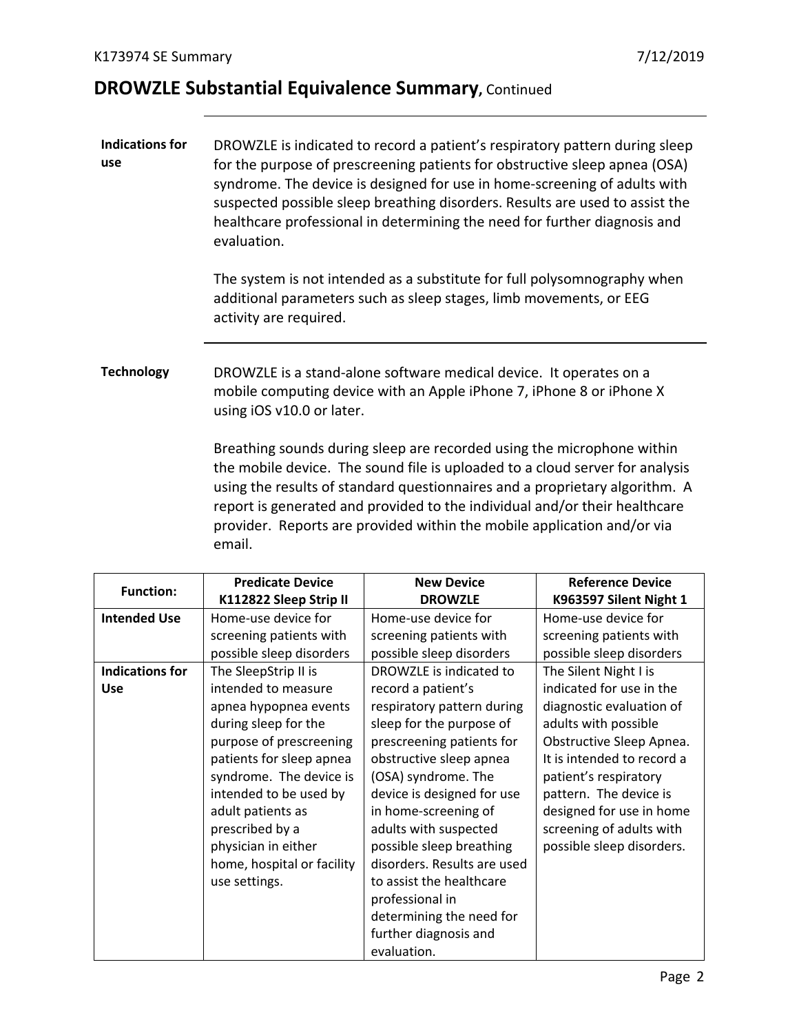## DROWZLE Substantial Equivalence Summary, Continued

**Indications for use**

DROWZLE is indicated to record a patient's respiratory pattern during sleep for the purpose of prescreening patients for obstructive sleep apnea (OSA) syndrome. The device is designed for use in home-screening of adults with suspected possible sleep breathing disorders. Results are used to assist the healthcare professional in determining the need for further diagnosis and evaluation.

The system is not intended as a substitute for full polysomnography when additional parameters such as sleep stages, limb movements, or EEG activity are required.

**Technology**

DROWZLE is a stand-alone software medical device. It operates on a mobile computing device with an Apple iPhone 7, iPhone 8 or iPhone X using iOS v10.0 or later.

Breathing sounds during sleep are recorded using the microphone within the mobile device. The sound file is uploaded to a cloud server for analysis using the results of standard questionnaires and a proprietary algorithm. A report is generated and provided to the individual and/or their healthcare provider. Reports are provided within the mobile application and/or via email.

| Function: | Predicate Device K112822 Sleep Strip II | New Device DROWZLE | Reference Device K963597 Silent Night 1 |
|---|---|---|---|
| **Intended Use** | Home-use device for screening patients with possible sleep disorders | Home-use device for screening patients with possible sleep disorders | Home-use device for screening patients with possible sleep disorders |
| **Indications for Use** | The SleepStrip II is intended to measure apnea hypopnea events during sleep for the purpose of prescreening patients for sleep apnea syndrome. The device is intended to be used by adult patients as prescribed by a physician in either home, hospital or facility use settings. | DROWZLE is indicated to record a patient's respiratory pattern during sleep for the purpose of prescreening patients for obstructive sleep apnea (OSA) syndrome. The device is designed for use in home-screening of adults with suspected possible sleep breathing disorders. Results are used to assist the healthcare professional in determining the need for further diagnosis and evaluation. | The Silent Night I is indicated for use in the diagnostic evaluation of adults with possible Obstructive Sleep Apnea. It is intended to record a patient's respiratory pattern. The device is designed for use in home screening of adults with possible sleep disorders. |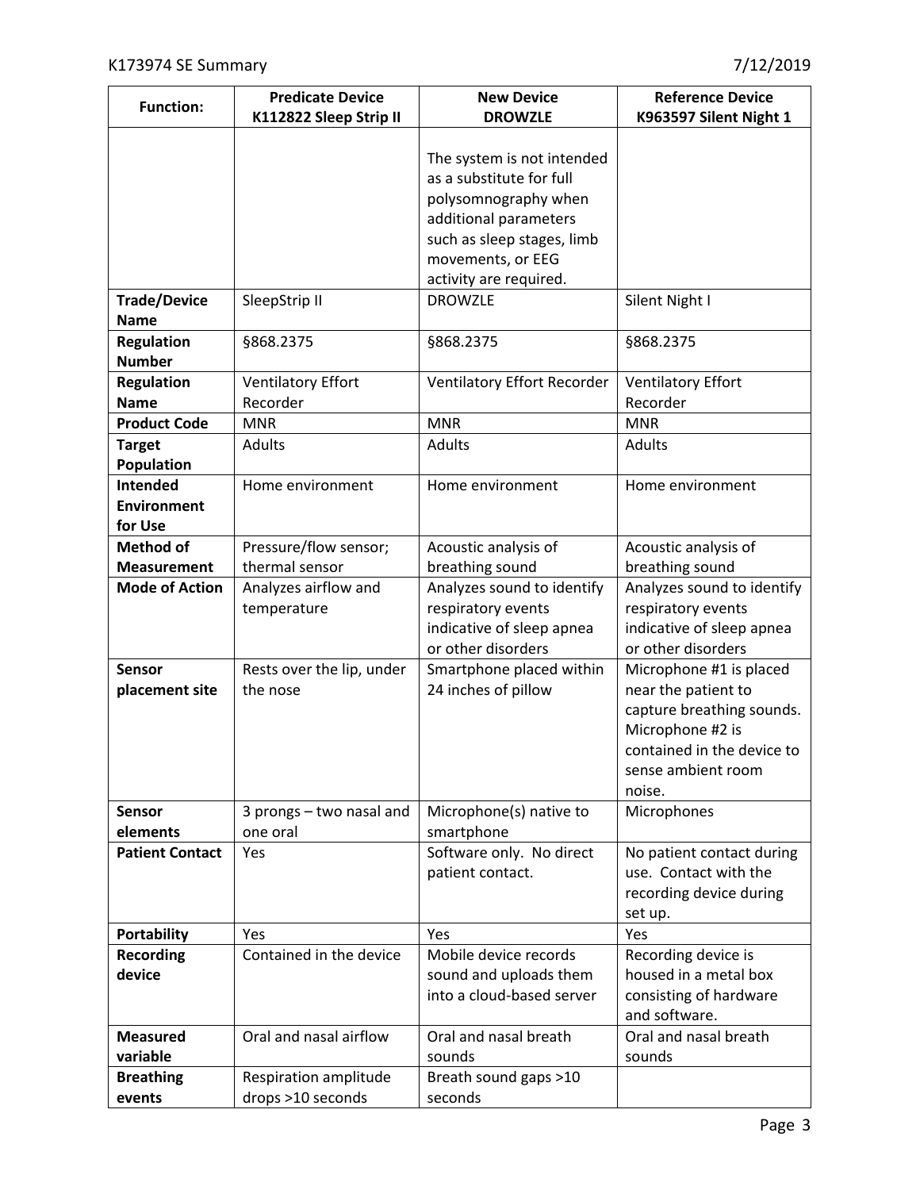| Function: | Predicate Device K112822 Sleep Strip II | New Device DROWZLE | Reference Device K963597 Silent Night 1 |
|---|---|---|---|
| | | The system is not intended as a substitute for full polysomnography when additional parameters such as sleep stages, limb movements, or EEG activity are required. | |
| **Trade/Device Name** | SleepStrip II | DROWZLE | Silent Night I |
| **Regulation Number** | §868.2375 | §868.2375 | §868.2375 |
| **Regulation Name** | Ventilatory Effort Recorder | Ventilatory Effort Recorder | Ventilatory Effort Recorder |
| **Product Code** | MNR | MNR | MNR |
| **Target Population** | Adults | Adults | Adults |
| **Intended Environment for Use** | Home environment | Home environment | Home environment |
| **Method of Measurement** | Pressure/flow sensor; thermal sensor | Acoustic analysis of breathing sound | Acoustic analysis of breathing sound |
| **Mode of Action** | Analyzes airflow and temperature | Analyzes sound to identify respiratory events indicative of sleep apnea or other disorders | Analyzes sound to identify respiratory events indicative of sleep apnea or other disorders |
| **Sensor placement site** | Rests over the lip, under the nose | Smartphone placed within 24 inches of pillow | Microphone #1 is placed near the patient to capture breathing sounds. Microphone #2 is contained in the device to sense ambient room noise. |
| **Sensor elements** | 3 prongs – two nasal and one oral | Microphone(s) native to smartphone | Microphones |
| **Patient Contact** | Yes | Software only. No direct patient contact. | No patient contact during use. Contact with the recording device during set up. |
| **Portability** | Yes | Yes | Yes |
| **Recording device** | Contained in the device | Mobile device records sound and uploads them into a cloud-based server | Recording device is housed in a metal box consisting of hardware and software. |
| **Measured variable** | Oral and nasal airflow | Oral and nasal breath sounds | Oral and nasal breath sounds |
| **Breathing events** | Respiration amplitude drops >10 seconds | Breath sound gaps >10 seconds | |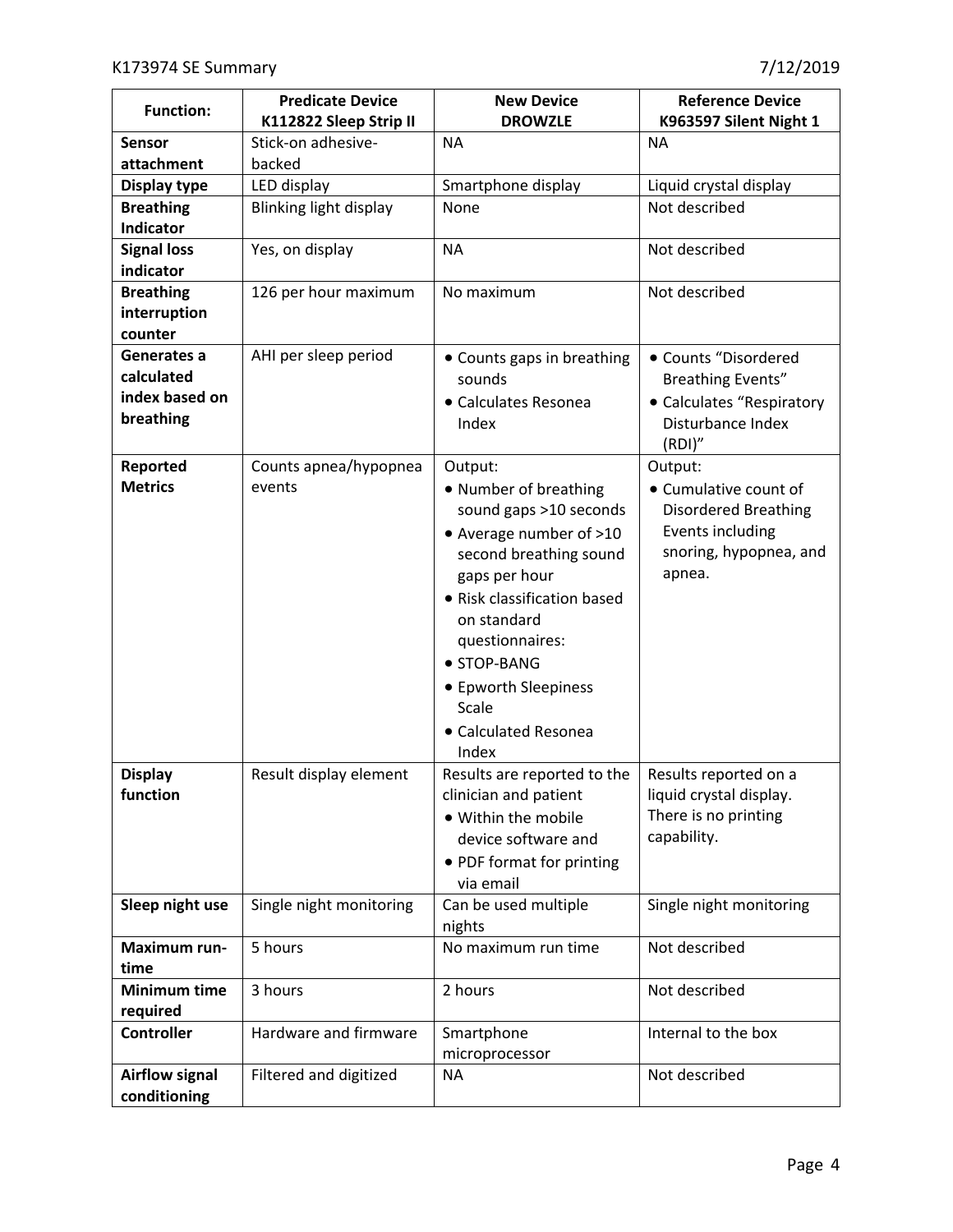| Function: | Predicate Device K112822 Sleep Strip II | New Device DROWZLE | Reference Device K963597 Silent Night 1 |
|---|---|---|---|
| **Sensor attachment** | Stick-on adhesive-backed | NA | NA |
| **Display type** | LED display | Smartphone display | Liquid crystal display |
| **Breathing Indicator** | Blinking light display | None | Not described |
| **Signal loss indicator** | Yes, on display | NA | Not described |
| **Breathing interruption counter** | 126 per hour maximum | No maximum | Not described |
| **Generates a calculated index based on breathing** | AHI per sleep period | • Counts gaps in breathing sounds<br>• Calculates Resonea Index | • Counts "Disordered Breathing Events"<br>• Calculates "Respiratory Disturbance Index (RDI)" |
| **Reported Metrics** | Counts apnea/hypopnea events | Output:<br>• Number of breathing sound gaps >10 seconds<br>• Average number of >10 second breathing sound gaps per hour<br>• Risk classification based on standard questionnaires:<br>• STOP-BANG<br>• Epworth Sleepiness Scale<br>• Calculated Resonea Index | Output:<br>• Cumulative count of Disordered Breathing Events including snoring, hypopnea, and apnea. |
| **Display function** | Result display element | Results are reported to the clinician and patient<br>• Within the mobile device software and<br>• PDF format for printing via email | Results reported on a liquid crystal display. There is no printing capability. |
| **Sleep night use** | Single night monitoring | Can be used multiple nights | Single night monitoring |
| **Maximum run-time** | 5 hours | No maximum run time | Not described |
| **Minimum time required** | 3 hours | 2 hours | Not described |
| **Controller** | Hardware and firmware | Smartphone microprocessor | Internal to the box |
| **Airflow signal conditioning** | Filtered and digitized | NA | Not described |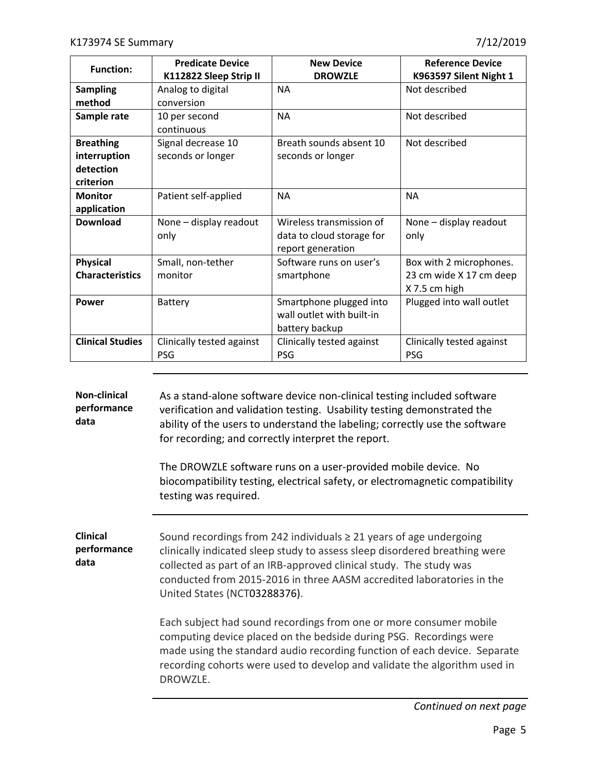| Function: | Predicate Device K112822 Sleep Strip II | New Device DROWZLE | Reference Device K963597 Silent Night 1 |
|---|---|---|---|
| **Sampling method** | Analog to digital conversion | NA | Not described |
| **Sample rate** | 10 per second continuous | NA | Not described |
| **Breathing interruption detection criterion** | Signal decrease 10 seconds or longer | Breath sounds absent 10 seconds or longer | Not described |
| **Monitor application** | Patient self-applied | NA | NA |
| **Download** | None – display readout only | Wireless transmission of data to cloud storage for report generation | None – display readout only |
| **Physical Characteristics** | Small, non-tether monitor | Software runs on user's smartphone | Box with 2 microphones. 23 cm wide X 17 cm deep X 7.5 cm high |
| **Power** | Battery | Smartphone plugged into wall outlet with built-in battery backup | Plugged into wall outlet |
| **Clinical Studies** | Clinically tested against PSG | Clinically tested against PSG | Clinically tested against PSG |

**Non-clinical performance data**

As a stand-alone software device non-clinical testing included software verification and validation testing. Usability testing demonstrated the ability of the users to understand the labeling; correctly use the software for recording; and correctly interpret the report.

The DROWZLE software runs on a user-provided mobile device. No biocompatibility testing, electrical safety, or electromagnetic compatibility testing was required.

**Clinical performance data**

Sound recordings from 242 individuals ≥ 21 years of age undergoing clinically indicated sleep study to assess sleep disordered breathing were collected as part of an IRB-approved clinical study. The study was conducted from 2015-2016 in three AASM accredited laboratories in the United States (NCT03288376).

Each subject had sound recordings from one or more consumer mobile computing device placed on the bedside during PSG. Recordings were made using the standard audio recording function of each device. Separate recording cohorts were used to develop and validate the algorithm used in DROWZLE.

*Continued on next page*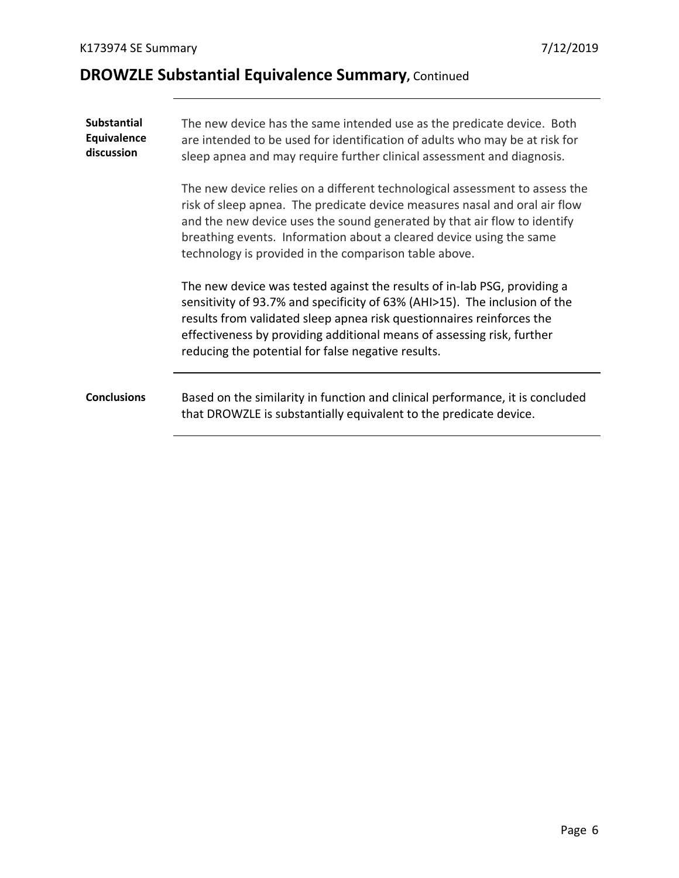## DROWZLE Substantial Equivalence Summary, Continued

**Substantial Equivalence discussion**

The new device has the same intended use as the predicate device. Both are intended to be used for identification of adults who may be at risk for sleep apnea and may require further clinical assessment and diagnosis.

The new device relies on a different technological assessment to assess the risk of sleep apnea. The predicate device measures nasal and oral air flow and the new device uses the sound generated by that air flow to identify breathing events. Information about a cleared device using the same technology is provided in the comparison table above.

The new device was tested against the results of in-lab PSG, providing a sensitivity of 93.7% and specificity of 63% (AHI>15). The inclusion of the results from validated sleep apnea risk questionnaires reinforces the effectiveness by providing additional means of assessing risk, further reducing the potential for false negative results.

**Conclusions**

Based on the similarity in function and clinical performance, it is concluded that DROWZLE is substantially equivalent to the predicate device.